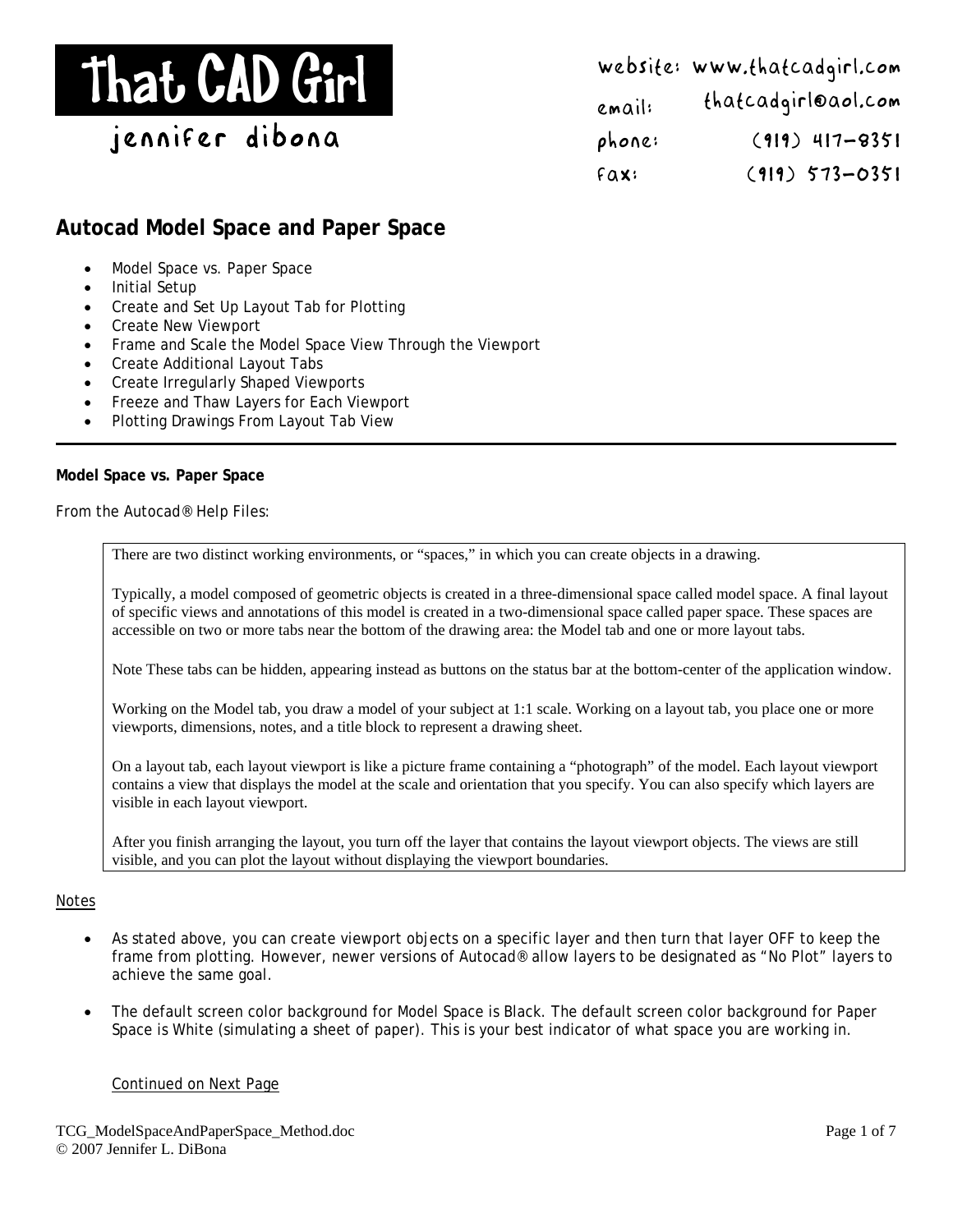# That CAD Girl

jennifer dibona

website: www.thatcadgirl.com
email: thatcadgirl@aol.com
phone: (919) 417-8351
fax: (919) 573-0351

## Autocad Model Space and Paper Space

- Model Space vs. Paper Space
- Initial Setup
- Create and Set Up Layout Tab for Plotting
- Create New Viewport
- Frame and Scale the Model Space View Through the Viewport
- Create Additional Layout Tabs
- Create Irregularly Shaped Viewports
- Freeze and Thaw Layers for Each Viewport
- Plotting Drawings From Layout Tab View

---

**Model Space vs. Paper Space**

From the Autocad® Help Files:

> There are two distinct working environments, or “spaces,” in which you can create objects in a drawing.
>
> Typically, a model composed of geometric objects is created in a three-dimensional space called model space. A final layout of specific views and annotations of this model is created in a two-dimensional space called paper space. These spaces are accessible on two or more tabs near the bottom of the drawing area: the Model tab and one or more layout tabs.
>
> Note These tabs can be hidden, appearing instead as buttons on the status bar at the bottom-center of the application window.
>
> Working on the Model tab, you draw a model of your subject at 1:1 scale. Working on a layout tab, you place one or more viewports, dimensions, notes, and a title block to represent a drawing sheet.
>
> On a layout tab, each layout viewport is like a picture frame containing a “photograph” of the model. Each layout viewport contains a view that displays the model at the scale and orientation that you specify. You can also specify which layers are visible in each layout viewport.
>
> After you finish arranging the layout, you turn off the layer that contains the layout viewport objects. The views are still visible, and you can plot the layout without displaying the viewport boundaries.

Notes

- As stated above, you can create viewport objects on a specific layer and then turn that layer OFF to keep the frame from plotting. However, newer versions of Autocad® allow layers to be designated as “No Plot” layers to achieve the same goal.
- The default screen color background for Model Space is Black. The default screen color background for Paper Space is White (simulating a sheet of paper). This is your best indicator of what space you are working in.

Continued on Next Page

TCG_ModelSpaceAndPaperSpace_Method.doc
© 2007 Jennifer L. DiBona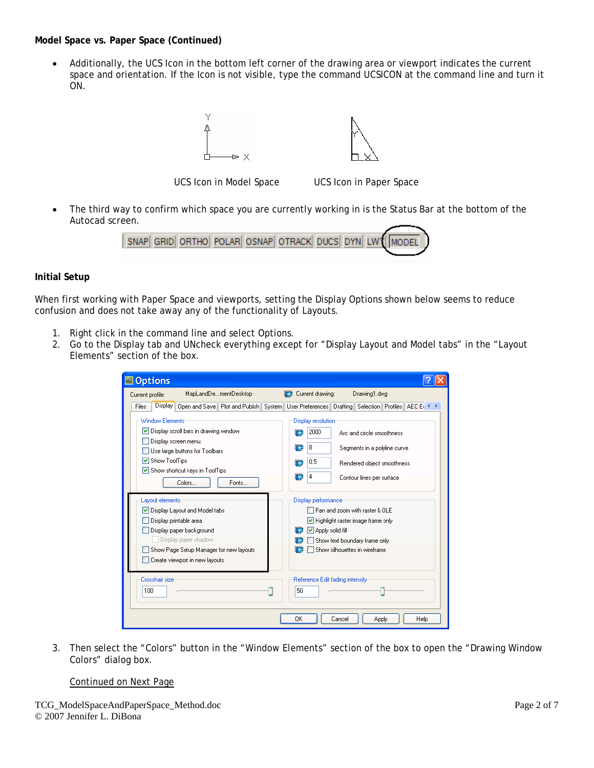**Model Space vs. Paper Space (Continued)**

- Additionally, the UCS Icon in the bottom left corner of the drawing area or viewport indicates the current space and orientation. If the Icon is not visible, type the command UCSICON at the command line and turn it ON.

UCS Icon in Model Space    UCS Icon in Paper Space

- The third way to confirm which space you are currently working in is the Status Bar at the bottom of the Autocad screen.

**Initial Setup**

When first working with Paper Space and viewports, setting the Display Options shown below seems to reduce confusion and does not take away any of the functionality of Layouts.

1. Right click in the command line and select Options.
2. Go to the Display tab and UNcheck everything except for "Display Layout and Model tabs" in the "Layout Elements" section of the box.
3. Then select the "Colors" button in the "Window Elements" section of the box to open the "Drawing Window Colors" dialog box.

Continued on Next Page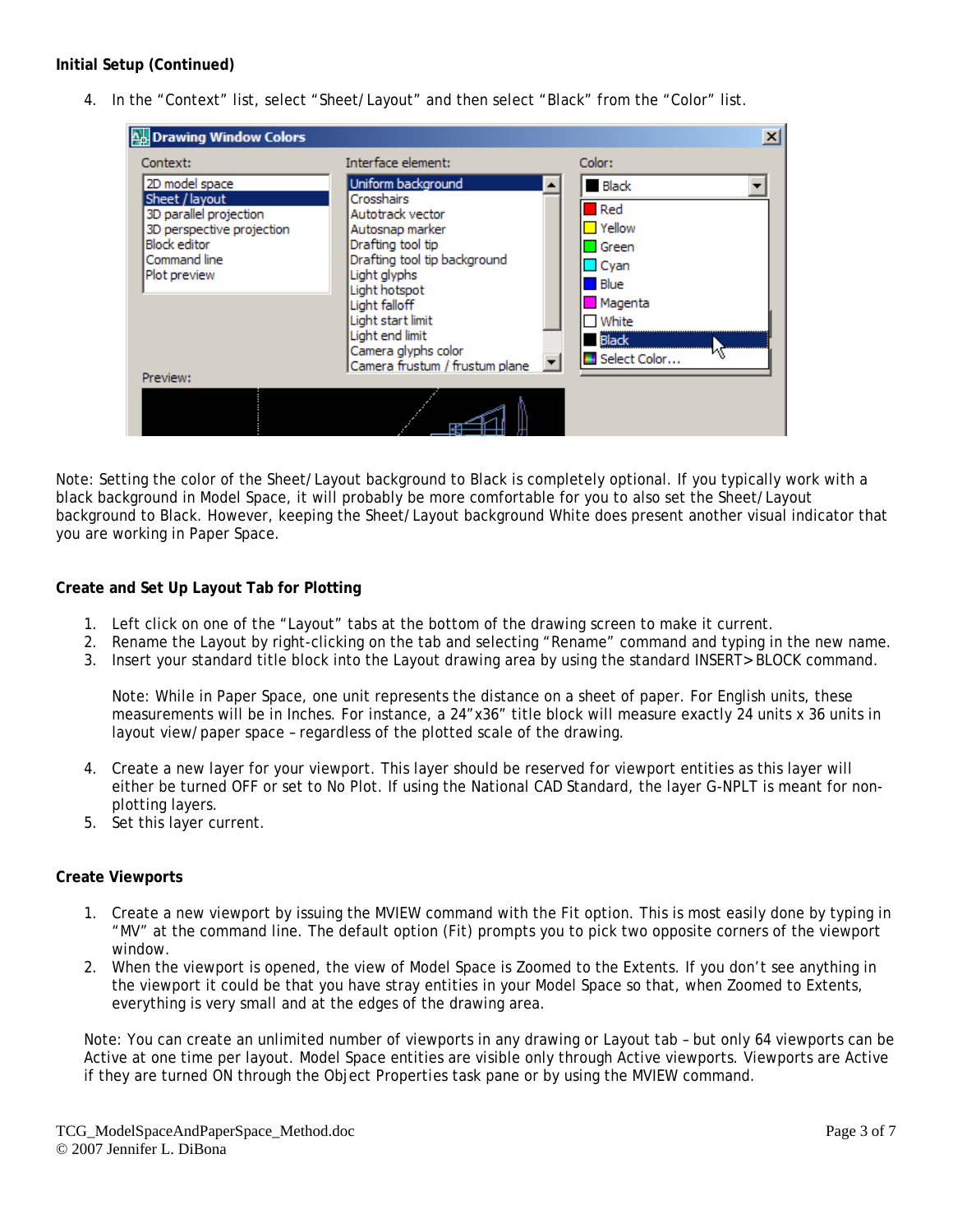**Initial Setup (Continued)**

4. In the "Context" list, select "Sheet/Layout" and then select "Black" from the "Color" list.

Note: Setting the color of the Sheet/Layout background to Black is completely optional. If you typically work with a black background in Model Space, it will probably be more comfortable for you to also set the Sheet/Layout background to Black. However, keeping the Sheet/Layout background White does present another visual indicator that you are working in Paper Space.

**Create and Set Up Layout Tab for Plotting**

1. Left click on one of the "Layout" tabs at the bottom of the drawing screen to make it current.
2. Rename the Layout by right-clicking on the tab and selecting "Rename" command and typing in the new name.
3. Insert your standard title block into the Layout drawing area by using the standard INSERT>BLOCK command.

   Note: While in Paper Space, one unit represents the distance on a sheet of paper. For English units, these measurements will be in Inches. For instance, a 24"x36" title block will measure exactly 24 units x 36 units in layout view/paper space – regardless of the plotted scale of the drawing.

4. Create a new layer for your viewport. This layer should be reserved for viewport entities as this layer will either be turned OFF or set to No Plot. If using the National CAD Standard, the layer G-NPLT is meant for non-plotting layers.
5. Set this layer current.

**Create Viewports**

1. Create a new viewport by issuing the MVIEW command with the Fit option. This is most easily done by typing in "MV" at the command line. The default option (Fit) prompts you to pick two opposite corners of the viewport window.
2. When the viewport is opened, the view of Model Space is Zoomed to the Extents. If you don't see anything in the viewport it could be that you have stray entities in your Model Space so that, when Zoomed to Extents, everything is very small and at the edges of the drawing area.

Note: You can create an unlimited number of viewports in any drawing or Layout tab – but only 64 viewports can be Active at one time per layout. Model Space entities are visible only through Active viewports. Viewports are Active if they are turned ON through the Object Properties task pane or by using the MVIEW command.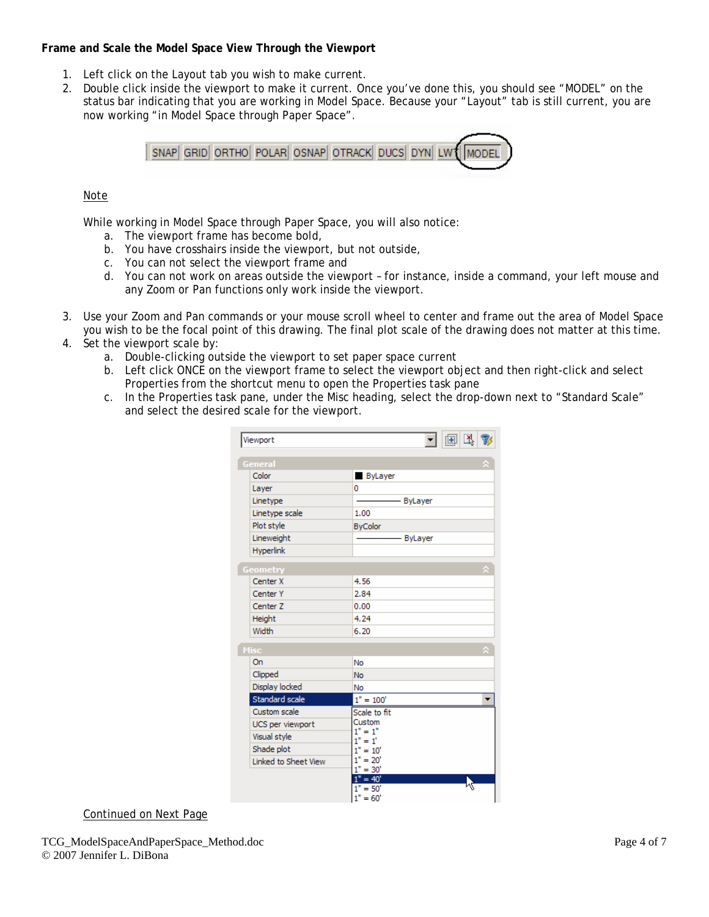**Frame and Scale the Model Space View Through the Viewport**

1. Left click on the Layout tab you wish to make current.
2. Double click inside the viewport to make it current. Once you've done this, you should see "MODEL" on the status bar indicating that you are working in Model Space. Because your "Layout" tab is still current, you are now working "in Model Space through Paper Space".

   SNAP | GRID | ORTHO | POLAR | OSNAP | OTRACK | DUCS | DYN | LWT | MODEL

   Note

   While working in Model Space through Paper Space, you will also notice:
   a. The viewport frame has become bold,
   b. You have crosshairs inside the viewport, but not outside,
   c. You can not select the viewport frame and
   d. You can not work on areas outside the viewport – for instance, inside a command, your left mouse and any Zoom or Pan functions only work inside the viewport.

3. Use your Zoom and Pan commands or your mouse scroll wheel to center and frame out the area of Model Space you wish to be the focal point of this drawing. The final plot scale of the drawing does not matter at this time.
4. Set the viewport scale by:
   a. Double-clicking outside the viewport to set paper space current
   b. Left click ONCE on the viewport frame to select the viewport object and then right-click and select Properties from the shortcut menu to open the Properties task pane
   c. In the Properties task pane, under the Misc heading, select the drop-down next to "Standard Scale" and select the desired scale for the viewport.

Viewport

| General | |
|---|---|
| Color | ByLayer |
| Layer | 0 |
| Linetype | ByLayer |
| Linetype scale | 1.00 |
| Plot style | ByColor |
| Lineweight | ByLayer |
| Hyperlink | |
| **Geometry** | |
| Center X | 4.56 |
| Center Y | 2.84 |
| Center Z | 0.00 |
| Height | 4.24 |
| Width | 6.20 |
| **Misc** | |
| On | No |
| Clipped | No |
| Display locked | No |
| Standard scale | 1" = 100' |
| Custom scale | |
| UCS per viewport | |
| Visual style | |
| Shade plot | |
| Linked to Sheet View | |

Drop-down options: Scale to fit, Custom, 1" = 1", 1" = 1', 1" = 10', 1" = 20', 1" = 30', 1" = 40', 1" = 50', 1" = 60'

Continued on Next Page

TCG_ModelSpaceAndPaperSpace_Method.doc
© 2007 Jennifer L. DiBona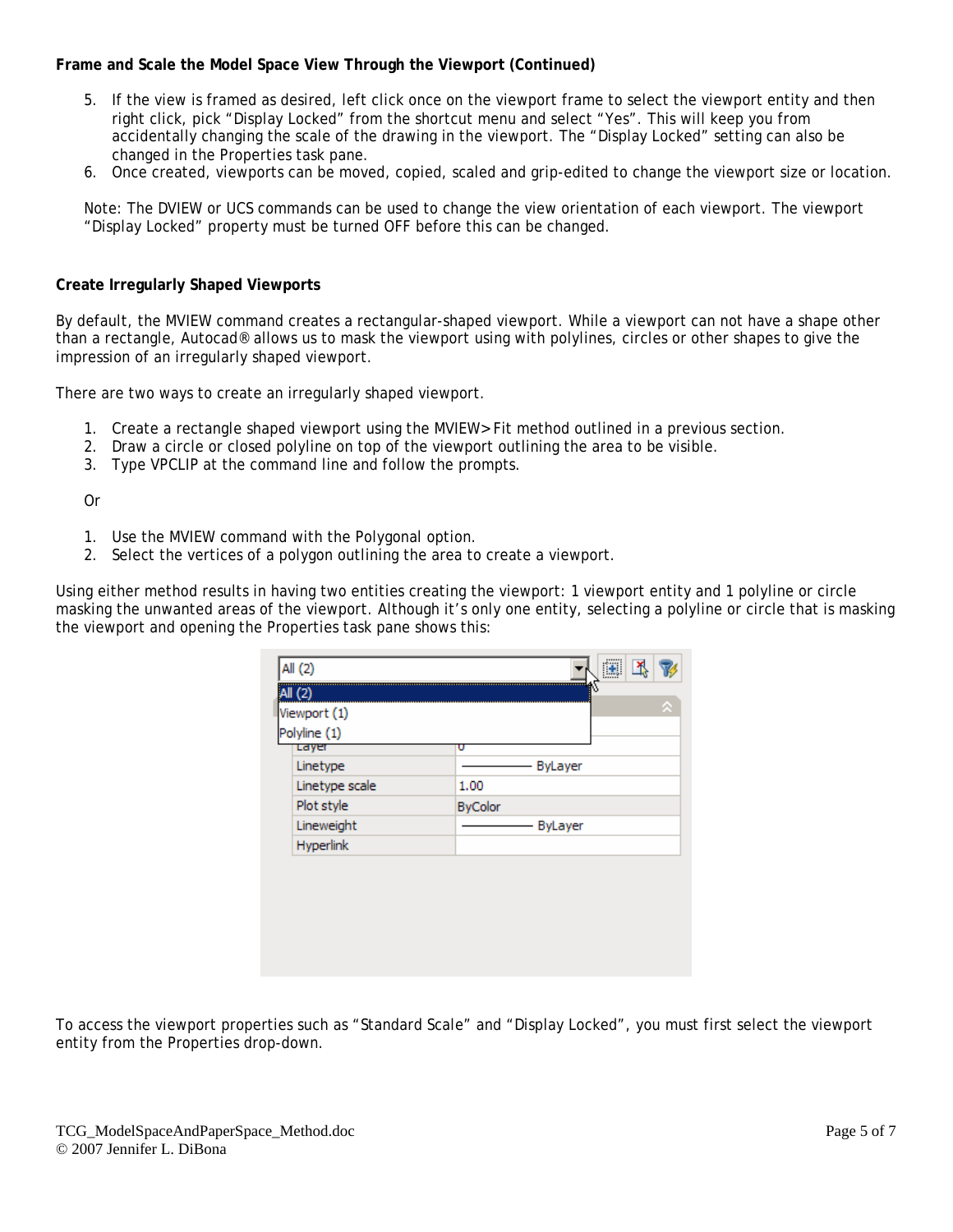**Frame and Scale the Model Space View Through the Viewport (Continued)**

5. If the view is framed as desired, left click once on the viewport frame to select the viewport entity and then right click, pick "Display Locked" from the shortcut menu and select "Yes". This will keep you from accidentally changing the scale of the drawing in the viewport. The "Display Locked" setting can also be changed in the Properties task pane.
6. Once created, viewports can be moved, copied, scaled and grip-edited to change the viewport size or location.

Note: The DVIEW or UCS commands can be used to change the view orientation of each viewport. The viewport "Display Locked" property must be turned OFF before this can be changed.

**Create Irregularly Shaped Viewports**

By default, the MVIEW command creates a rectangular-shaped viewport. While a viewport can not have a shape other than a rectangle, Autocad® allows us to mask the viewport using with polylines, circles or other shapes to give the impression of an irregularly shaped viewport.

There are two ways to create an irregularly shaped viewport.

1. Create a rectangle shaped viewport using the MVIEW>Fit method outlined in a previous section.
2. Draw a circle or closed polyline on top of the viewport outlining the area to be visible.
3. Type VPCLIP at the command line and follow the prompts.

Or

1. Use the MVIEW command with the Polygonal option.
2. Select the vertices of a polygon outlining the area to create a viewport.

Using either method results in having two entities creating the viewport: 1 viewport entity and 1 polyline or circle masking the unwanted areas of the viewport. Although it's only one entity, selecting a polyline or circle that is masking the viewport and opening the Properties task pane shows this:

To access the viewport properties such as "Standard Scale" and "Display Locked", you must first select the viewport entity from the Properties drop-down.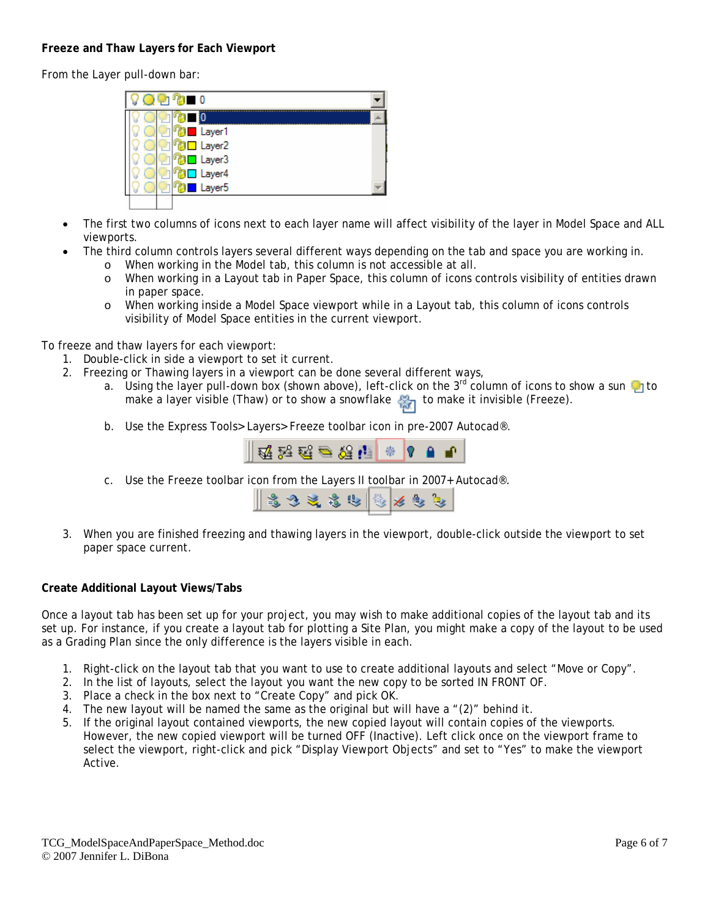**Freeze and Thaw Layers for Each Viewport**

From the Layer pull-down bar:

- The first two columns of icons next to each layer name will affect visibility of the layer in Model Space and ALL viewports.
- The third column controls layers several different ways depending on the tab and space you are working in.
  - When working in the Model tab, this column is not accessible at all.
  - When working in a Layout tab in Paper Space, this column of icons controls visibility of entities drawn in paper space.
  - When working inside a Model Space viewport while in a Layout tab, this column of icons controls visibility of Model Space entities in the current viewport.

To freeze and thaw layers for each viewport:

1. Double-click in side a viewport to set it current.
2. Freezing or Thawing layers in a viewport can be done several different ways,
   a. Using the layer pull-down box (shown above), left-click on the 3rd column of icons to show a sun to make a layer visible (Thaw) or to show a snowflake to make it invisible (Freeze).
   b. Use the Express Tools>Layers>Freeze toolbar icon in pre-2007 Autocad®.
   c. Use the Freeze toolbar icon from the Layers II toolbar in 2007+ Autocad®.
3. When you are finished freezing and thawing layers in the viewport, double-click outside the viewport to set paper space current.

**Create Additional Layout Views/Tabs**

Once a layout tab has been set up for your project, you may wish to make additional copies of the layout tab and its set up. For instance, if you create a layout tab for plotting a Site Plan, you might make a copy of the layout to be used as a Grading Plan since the only difference is the layers visible in each.

1. Right-click on the layout tab that you want to use to create additional layouts and select "Move or Copy".
2. In the list of layouts, select the layout you want the new copy to be sorted IN FRONT OF.
3. Place a check in the box next to "Create Copy" and pick OK.
4. The new layout will be named the same as the original but will have a "(2)" behind it.
5. If the original layout contained viewports, the new copied layout will contain copies of the viewports. However, the new copied viewport will be turned OFF (Inactive). Left click once on the viewport frame to select the viewport, right-click and pick "Display Viewport Objects" and set to "Yes" to make the viewport Active.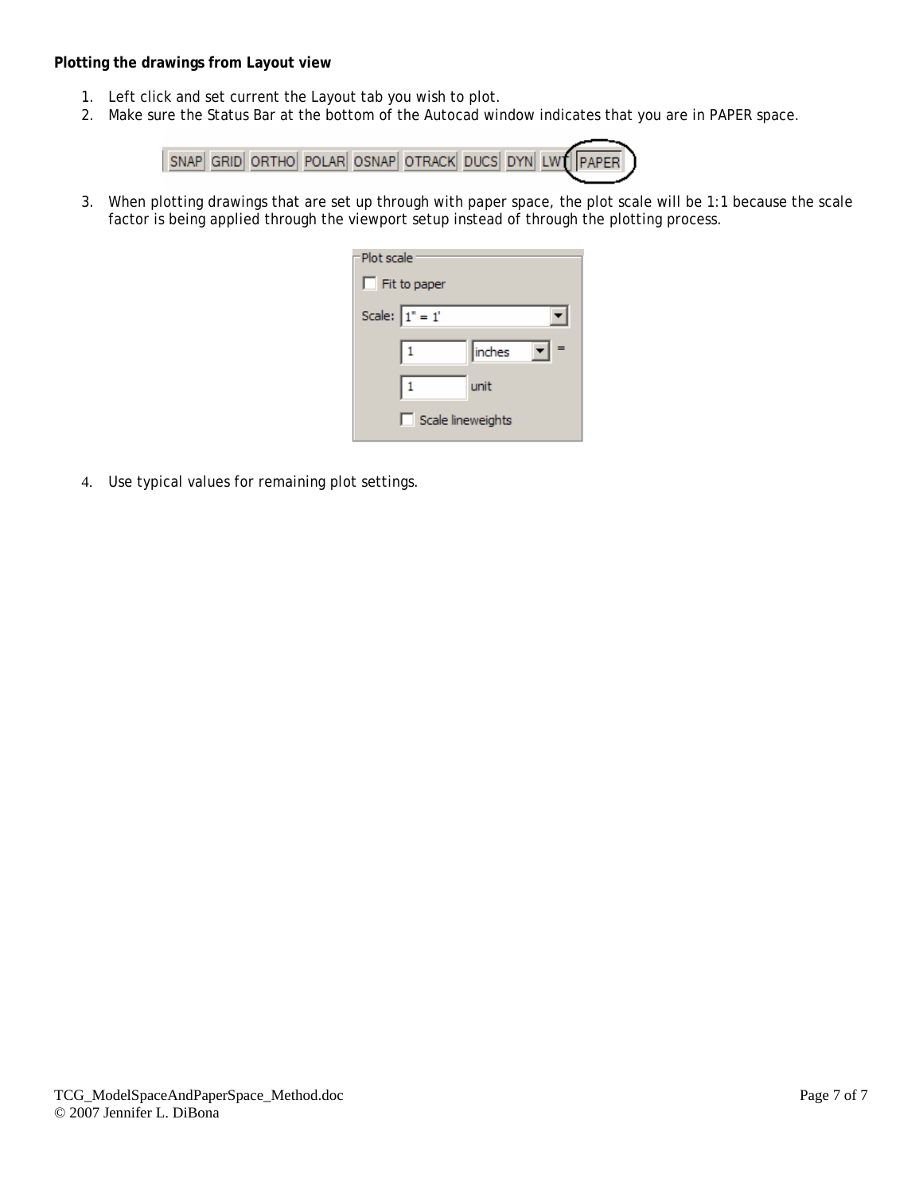**Plotting the drawings from Layout view**

1. Left click and set current the Layout tab you wish to plot.
2. Make sure the Status Bar at the bottom of the Autocad window indicates that you are in PAPER space.

SNAP GRID ORTHO POLAR OSNAP OTRACK DUCS DYN LWT PAPER

3. When plotting drawings that are set up through with paper space, the plot scale will be 1:1 because the scale factor is being applied through the viewport setup instead of through the plotting process.

Plot scale
Fit to paper
Scale: 1" = 1'
1 inches =
1 unit
Scale lineweights

4. Use typical values for remaining plot settings.